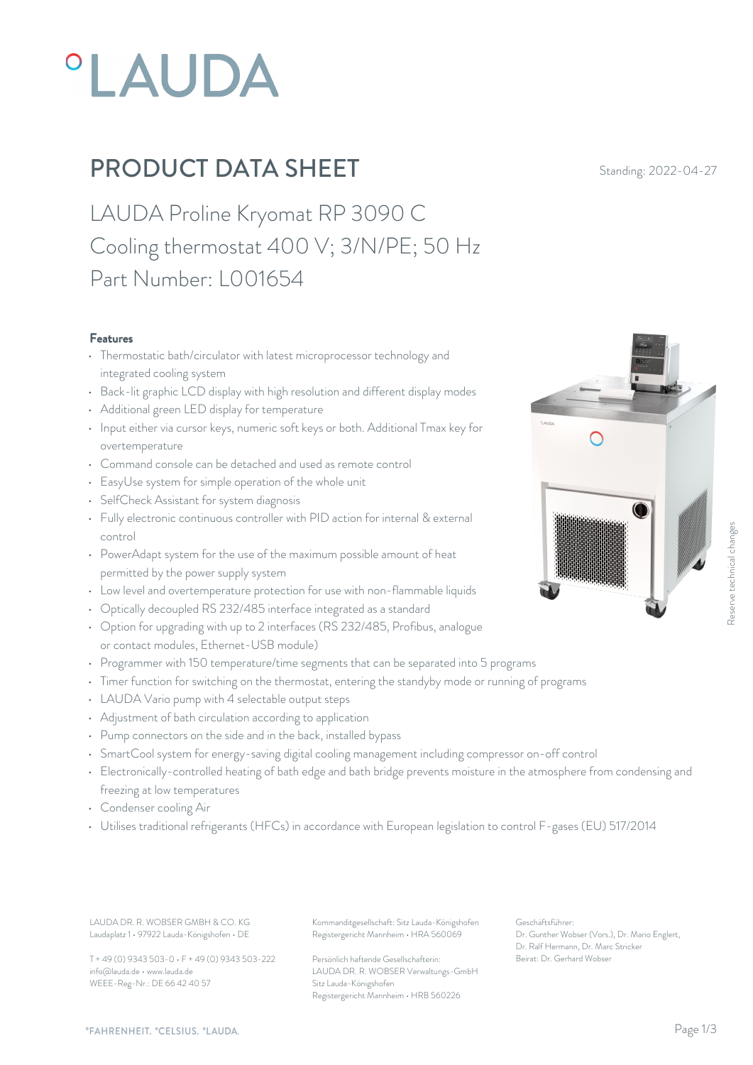# °LAUDA

## PRODUCT DATA SHEET

Standing: 2022-04-27

### LAUDA Proline Kryomat RP 3090 C
### Cooling thermostat 400 V; 3/N/PE; 50 Hz
### Part Number: L001654

**Features**

- Thermostatic bath/circulator with latest microprocessor technology and integrated cooling system
- Back-lit graphic LCD display with high resolution and different display modes
- Additional green LED display for temperature
- Input either via cursor keys, numeric soft keys or both. Additional Tmax key for overtemperature
- Command console can be detached and used as remote control
- EasyUse system for simple operation of the whole unit
- SelfCheck Assistant for system diagnosis
- Fully electronic continuous controller with PID action for internal & external control
- PowerAdapt system for the use of the maximum possible amount of heat permitted by the power supply system
- Low level and overtemperature protection for use with non-flammable liquids
- Optically decoupled RS 232/485 interface integrated as a standard
- Option for upgrading with up to 2 interfaces (RS 232/485, Profibus, analogue or contact modules, Ethernet-USB module)
- Programmer with 150 temperature/time segments that can be separated into 5 programs
- Timer function for switching on the thermostat, entering the standyby mode or running of programs
- LAUDA Vario pump with 4 selectable output steps
- Adjustment of bath circulation according to application
- Pump connectors on the side and in the back, installed bypass
- SmartCool system for energy-saving digital cooling management including compressor on-off control
- Electronically-controlled heating of bath edge and bath bridge prevents moisture in the atmosphere from condensing and freezing at low temperatures
- Condenser cooling Air
- Utilises traditional refrigerants (HFCs) in accordance with European legislation to control F-gases (EU) 517/2014

Reserve technical changes

LAUDA DR. R. WOBSER GMBH & CO. KG
Laudaplatz 1 • 97922 Lauda-Königshofen • DE

T + 49 (0) 9343 503-0 • F + 49 (0) 9343 503-222
info@lauda.de • www.lauda.de
WEEE-Reg-Nr.: DE 66 42 40 57

Kommanditgesellschaft: Sitz Lauda-Königshofen
Registergericht Mannheim • HRA 560069

Persönlich haftende Gesellschafterin:
LAUDA DR. R. WOBSER Verwaltungs-GmbH
Sitz Lauda-Königshofen
Registergericht Mannheim • HRB 560226

Geschäftsführer:
Dr. Gunther Wobser (Vors.), Dr. Mario Englert, Dr. Ralf Hermann, Dr. Marc Stricker
Beirat: Dr. Gerhard Wobser

°FAHRENHEIT. °CELSIUS. °LAUDA.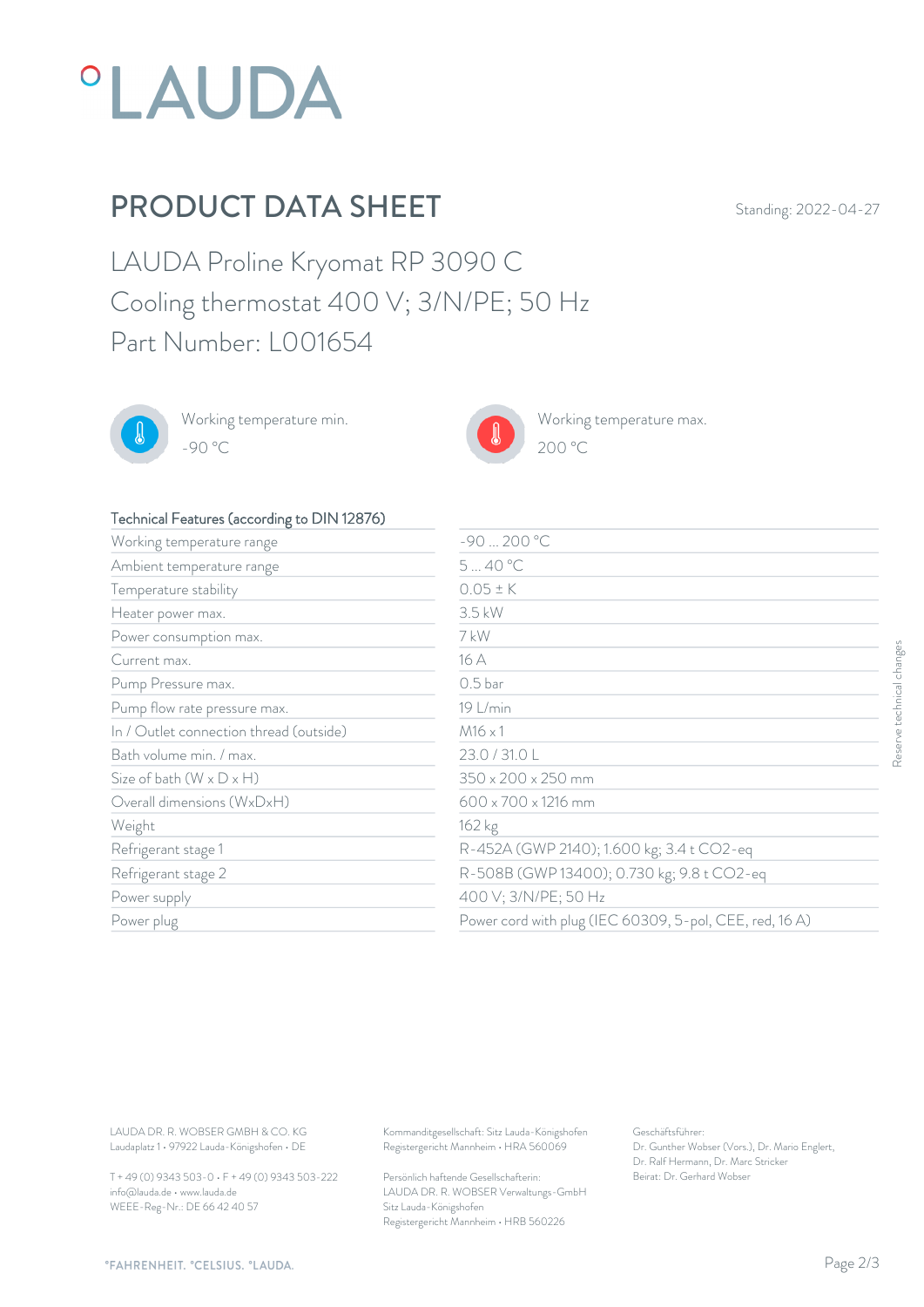# PRODUCT DATA SHEET

Standing: 2022-04-27

## LAUDA Proline Kryomat RP 3090 C
## Cooling thermostat 400 V; 3/N/PE; 50 Hz
## Part Number: L001654

Working temperature min.
-90 °C

Working temperature max.
200 °C

| Technical Features (according to DIN 12876) | |
|---|---|
| Working temperature range | -90 ... 200 °C |
| Ambient temperature range | 5 ... 40 °C |
| Temperature stability | 0.05 ± K |
| Heater power max. | 3.5 kW |
| Power consumption max. | 7 kW |
| Current max. | 16 A |
| Pump Pressure max. | 0.5 bar |
| Pump flow rate pressure max. | 19 L/min |
| In / Outlet connection thread (outside) | M16 x 1 |
| Bath volume min. / max. | 23.0 / 31.0 L |
| Size of bath (W x D x H) | 350 x 200 x 250 mm |
| Overall dimensions (WxDxH) | 600 x 700 x 1216 mm |
| Weight | 162 kg |
| Refrigerant stage 1 | R-452A (GWP 2140); 1.600 kg; 3.4 t CO2-eq |
| Refrigerant stage 2 | R-508B (GWP 13400); 0.730 kg; 9.8 t CO2-eq |
| Power supply | 400 V; 3/N/PE; 50 Hz |
| Power plug | Power cord with plug (IEC 60309, 5-pol, CEE, red, 16 A) |

Reserve technical changes

LAUDA DR. R. WOBSER GMBH & CO. KG
Laudaplatz 1 • 97922 Lauda-Königshofen • DE

T + 49 (0) 9343 503-0 • F + 49 (0) 9343 503-222
info@lauda.de • www.lauda.de
WEEE-Reg-Nr.: DE 66 42 40 57

Kommanditgesellschaft: Sitz Lauda-Königshofen
Registergericht Mannheim • HRA 560069

Persönlich haftende Gesellschafterin:
LAUDA DR. R. WOBSER Verwaltungs-GmbH
Sitz Lauda-Königshofen
Registergericht Mannheim • HRB 560226

Geschäftsführer:
Dr. Gunther Wobser (Vors.), Dr. Mario Englert,
Dr. Ralf Hermann, Dr. Marc Stricker
Beirat: Dr. Gerhard Wobser

°FAHRENHEIT. °CELSIUS. °LAUDA.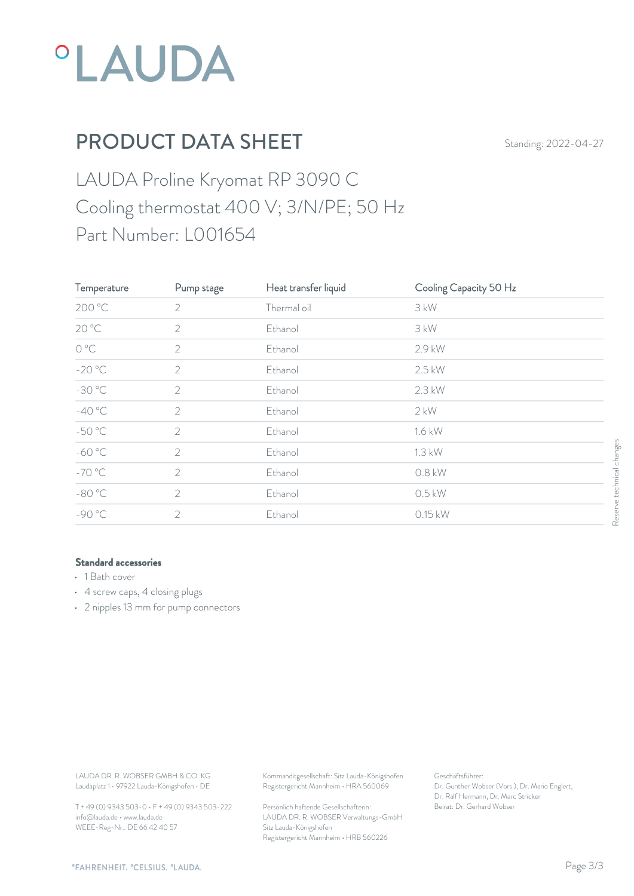# PRODUCT DATA SHEET

Standing: 2022-04-27

## LAUDA Proline Kryomat RP 3090 C
## Cooling thermostat 400 V; 3/N/PE; 50 Hz
## Part Number: L001654

| Temperature | Pump stage | Heat transfer liquid | Cooling Capacity 50 Hz |
| --- | --- | --- | --- |
| 200 °C | 2 | Thermal oil | 3 kW |
| 20 °C | 2 | Ethanol | 3 kW |
| 0 °C | 2 | Ethanol | 2.9 kW |
| -20 °C | 2 | Ethanol | 2.5 kW |
| -30 °C | 2 | Ethanol | 2.3 kW |
| -40 °C | 2 | Ethanol | 2 kW |
| -50 °C | 2 | Ethanol | 1.6 kW |
| -60 °C | 2 | Ethanol | 1.3 kW |
| -70 °C | 2 | Ethanol | 0.8 kW |
| -80 °C | 2 | Ethanol | 0.5 kW |
| -90 °C | 2 | Ethanol | 0.15 kW |

Reserve technical changes

**Standard accessories**

- 1 Bath cover
- 4 screw caps, 4 closing plugs
- 2 nipples 13 mm for pump connectors

LAUDA DR. R. WOBSER GMBH & CO. KG
Laudaplatz 1 • 97922 Lauda-Königshofen • DE

T + 49 (0) 9343 503-0 • F + 49 (0) 9343 503-222
info@lauda.de • www.lauda.de
WEEE-Reg-Nr.: DE 66 42 40 57

Kommanditgesellschaft: Sitz Lauda-Königshofen
Registergericht Mannheim • HRA 560069

Persönlich haftende Gesellschafterin:
LAUDA DR. R. WOBSER Verwaltungs-GmbH
Sitz Lauda-Königshofen
Registergericht Mannheim • HRB 560226

Geschäftsführer:
Dr. Gunther Wobser (Vors.), Dr. Mario Englert,
Dr. Ralf Hermann, Dr. Marc Stricker
Beirat: Dr. Gerhard Wobser

°FAHRENHEIT. °CELSIUS. °LAUDA.